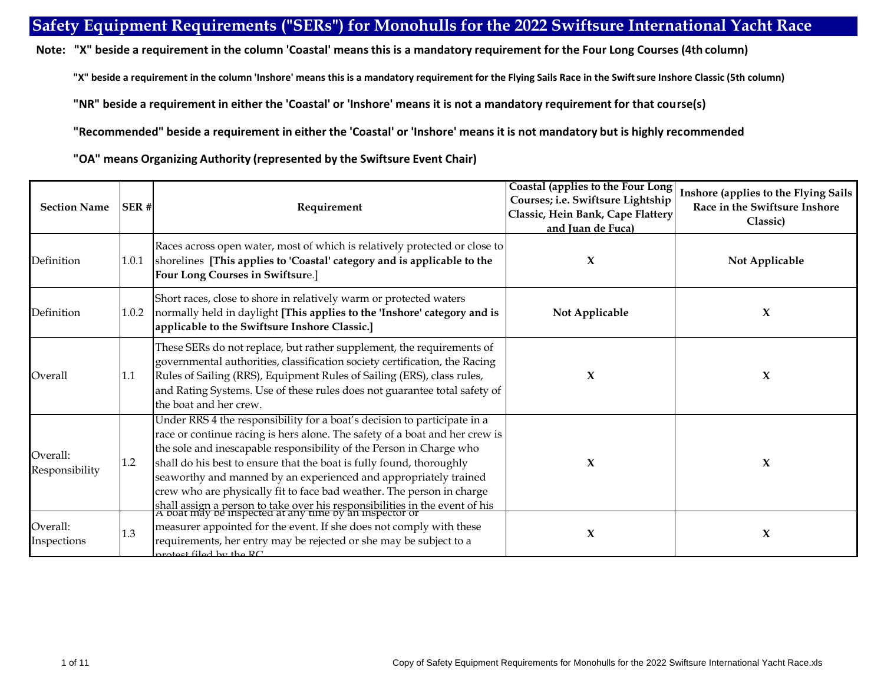# Safety Equipment Requirements ("SERs") for Monohulls for the 2022 Swiftsure International Yacht Race

**Note: "X" beside a requirement in the column 'Coastal' means this is a mandatory requirement for the Four Long Courses (4th column)**

**"X" beside a requirement in the column 'Inshore' means this is a mandatory requirement for the Flying Sails Race in the Swiftsure Inshore Classic (5th column)**

**"NR" beside a requirement in either the 'Coastal' or 'Inshore' means it is not a mandatory requirement for that course(s)**

**"Recommended" beside a requirement in either the 'Coastal' or 'Inshore' means it is not mandatory but is highly recommended**

**"OA" means Organizing Authority (represented by the Swiftsure Event Chair)**

| Section Name | SER # | Requirement | Coastal (applies to the Four Long Courses; i.e. Swiftsure Lightship Classic, Hein Bank, Cape Flattery and Juan de Fuca) | Inshore (applies to the Flying Sails Race in the Swiftsure Inshore Classic) |
|---|---|---|---|---|
| Definition | 1.0.1 | Races across open water, most of which is relatively protected or close to shorelines **[This applies to 'Coastal' category and is applicable to the Four Long Courses in Swiftsur**e.] | **X** | **Not Applicable** |
| Definition | 1.0.2 | Short races, close to shore in relatively warm or protected waters normally held in daylight **[This applies to the 'Inshore' category and is applicable to the Swiftsure Inshore Classic.]** | **Not Applicable** | **X** |
| Overall | 1.1 | These SERs do not replace, but rather supplement, the requirements of governmental authorities, classification society certification, the Racing Rules of Sailing (RRS), Equipment Rules of Sailing (ERS), class rules, and Rating Systems. Use of these rules does not guarantee total safety of the boat and her crew. | **X** | **X** |
| Overall: Responsibility | 1.2 | Under RRS 4 the responsibility for a boat's decision to participate in a race or continue racing is hers alone. The safety of a boat and her crew is the sole and inescapable responsibility of the Person in Charge who shall do his best to ensure that the boat is fully found, thoroughly seaworthy and manned by an experienced and appropriately trained crew who are physically fit to face bad weather. The person in charge shall assign a person to take over his responsibilities in the event of his | **X** | **X** |
| Overall: Inspections | 1.3 | A boat may be inspected at any time by an inspector or measurer appointed for the event. If she does not comply with these requirements, her entry may be rejected or she may be subject to a protest filed by the RC | **X** | **X** |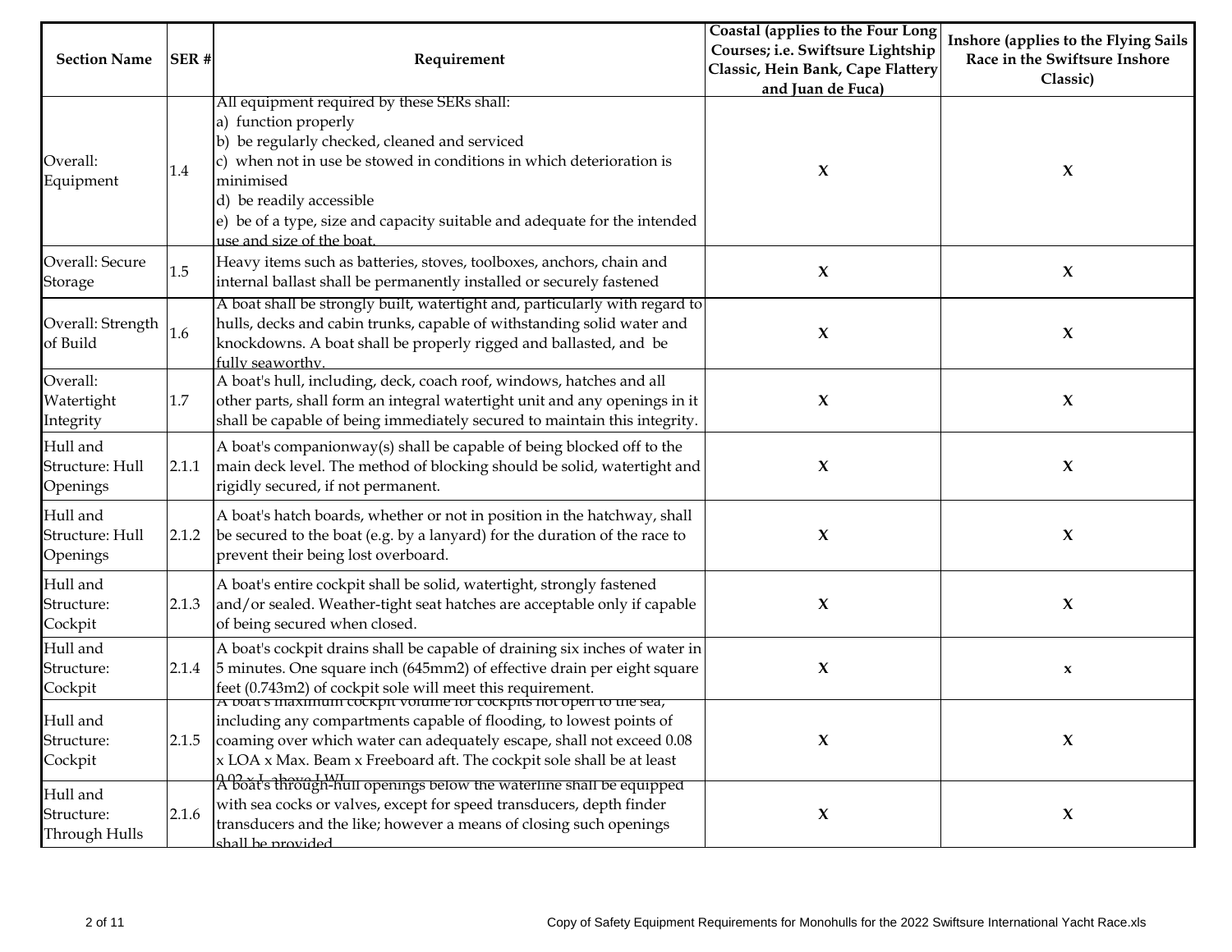| Section Name | SER # | Requirement | Coastal (applies to the Four Long Courses; i.e. Swiftsure Lightship Classic, Hein Bank, Cape Flattery and Juan de Fuca) | Inshore (applies to the Flying Sails Race in the Swiftsure Inshore Classic) |
|---|---|---|---|---|
| Overall: Equipment | 1.4 | All equipment required by these SERs shall: a) function properly b) be regularly checked, cleaned and serviced c) when not in use be stowed in conditions in which deterioration is minimised d) be readily accessible e) be of a type, size and capacity suitable and adequate for the intended use and size of the boat. | X | X |
| Overall: Secure Storage | 1.5 | Heavy items such as batteries, stoves, toolboxes, anchors, chain and internal ballast shall be permanently installed or securely fastened | X | X |
| Overall: Strength of Build | 1.6 | A boat shall be strongly built, watertight and, particularly with regard to hulls, decks and cabin trunks, capable of withstanding solid water and knockdowns. A boat shall be properly rigged and ballasted, and be fully seaworthy. | X | X |
| Overall: Watertight Integrity | 1.7 | A boat's hull, including, deck, coach roof, windows, hatches and all other parts, shall form an integral watertight unit and any openings in it shall be capable of being immediately secured to maintain this integrity. | X | X |
| Hull and Structure: Hull Openings | 2.1.1 | A boat's companionway(s) shall be capable of being blocked off to the main deck level. The method of blocking should be solid, watertight and rigidly secured, if not permanent. | X | X |
| Hull and Structure: Hull Openings | 2.1.2 | A boat's hatch boards, whether or not in position in the hatchway, shall be secured to the boat (e.g. by a lanyard) for the duration of the race to prevent their being lost overboard. | X | X |
| Hull and Structure: Cockpit | 2.1.3 | A boat's entire cockpit shall be solid, watertight, strongly fastened and/or sealed. Weather-tight seat hatches are acceptable only if capable of being secured when closed. | X | X |
| Hull and Structure: Cockpit | 2.1.4 | A boat's cockpit drains shall be capable of draining six inches of water in 5 minutes. One square inch (645mm2) of effective drain per eight square feet (0.743m2) of cockpit sole will meet this requirement. | X | x |
| Hull and Structure: Cockpit | 2.1.5 | A boat's maximum cockpit volume for cockpits not open to the sea, including any compartments capable of flooding, to lowest points of coaming over which water can adequately escape, shall not exceed 0.08 x LOA x Max. Beam x Freeboard aft. The cockpit sole shall be at least 0.02 x L above LWL | X | X |
| Hull and Structure: Through Hulls | 2.1.6 | A boat's through-hull openings below the waterline shall be equipped with sea cocks or valves, except for speed transducers, depth finder transducers and the like; however a means of closing such openings shall be provided | X | X |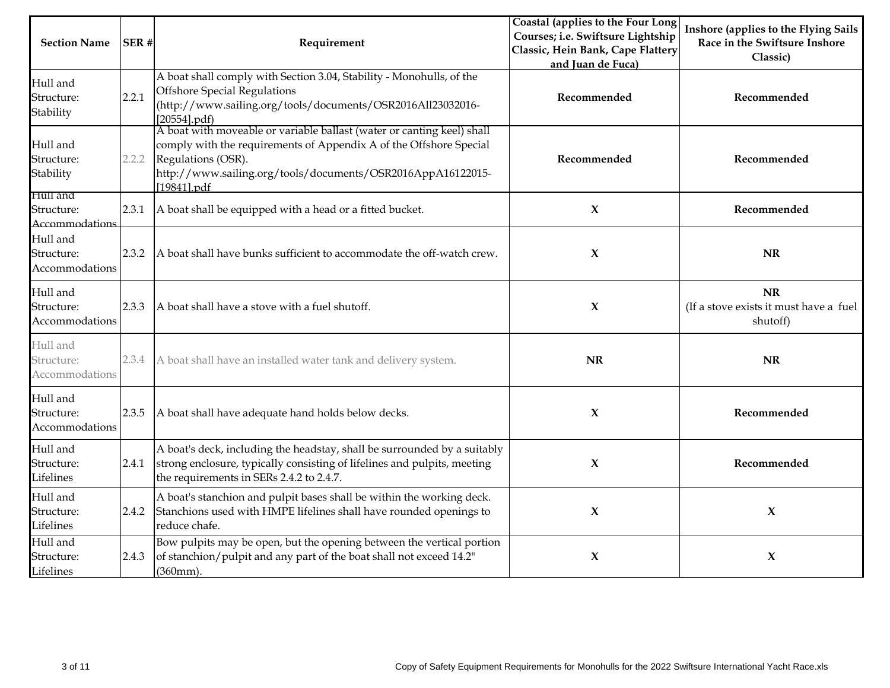| Section Name | SER # | Requirement | Coastal (applies to the Four Long Courses; i.e. Swiftsure Lightship Classic, Hein Bank, Cape Flattery and Juan de Fuca) | Inshore (applies to the Flying Sails Race in the Swiftsure Inshore Classic) |
|---|---|---|---|---|
| Hull and Structure: Stability | 2.2.1 | A boat shall comply with Section 3.04, Stability - Monohulls, of the Offshore Special Regulations (http://www.sailing.org/tools/documents/OSR2016All23032016-[20554].pdf) | **Recommended** | **Recommended** |
| Hull and Structure: Stability | 2.2.2 | A boat with moveable or variable ballast (water or canting keel) shall comply with the requirements of Appendix A of the Offshore Special Regulations (OSR). http://www.sailing.org/tools/documents/OSR2016AppA16122015-[19841].pdf | **Recommended** | **Recommended** |
| Hull and Structure: Accommodations | 2.3.1 | A boat shall be equipped with a head or a fitted bucket. | **X** | **Recommended** |
| Hull and Structure: Accommodations | 2.3.2 | A boat shall have bunks sufficient to accommodate the off-watch crew. | **X** | **NR** |
| Hull and Structure: Accommodations | 2.3.3 | A boat shall have a stove with a fuel shutoff. | **X** | **NR** (If a stove exists it must have a fuel shutoff) |
| Hull and Structure: Accommodations | 2.3.4 | A boat shall have an installed water tank and delivery system. | **NR** | **NR** |
| Hull and Structure: Accommodations | 2.3.5 | A boat shall have adequate hand holds below decks. | **X** | **Recommended** |
| Hull and Structure: Lifelines | 2.4.1 | A boat's deck, including the headstay, shall be surrounded by a suitably strong enclosure, typically consisting of lifelines and pulpits, meeting the requirements in SERs 2.4.2 to 2.4.7. | **X** | **Recommended** |
| Hull and Structure: Lifelines | 2.4.2 | A boat's stanchion and pulpit bases shall be within the working deck. Stanchions used with HMPE lifelines shall have rounded openings to reduce chafe. | **X** | **X** |
| Hull and Structure: Lifelines | 2.4.3 | Bow pulpits may be open, but the opening between the vertical portion of stanchion/pulpit and any part of the boat shall not exceed 14.2" (360mm). | **X** | **X** |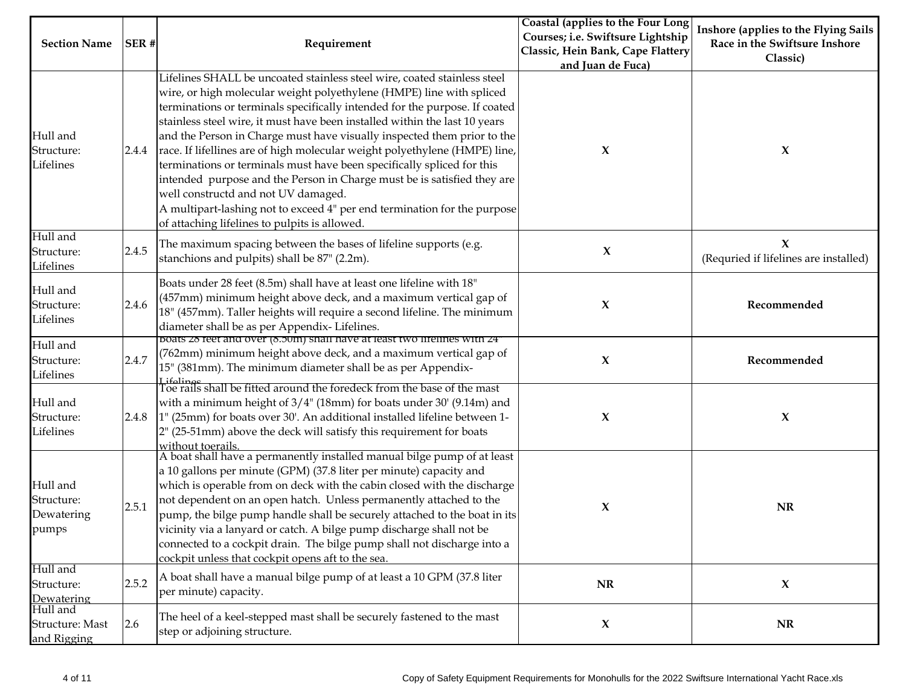| Section Name | SER # | Requirement | Coastal (applies to the Four Long Courses; i.e. Swiftsure Lightship Classic, Hein Bank, Cape Flattery and Juan de Fuca) | Inshore (applies to the Flying Sails Race in the Swiftsure Inshore Classic) |
|---|---|---|---|---|
| Hull and Structure: Lifelines | 2.4.4 | Lifelines SHALL be uncoated stainless steel wire, coated stainless steel wire, or high molecular weight polyethylene (HMPE) line with spliced terminations or terminals specifically intended for the purpose. If coated stainless steel wire, it must have been installed within the last 10 years and the Person in Charge must have visually inspected them prior to the race. If lifellines are of high molecular weight polyethylene (HMPE) line, terminations or terminals must have been specifically spliced for this intended purpose and the Person in Charge must be is satisfied they are well constructd and not UV damaged.<br>A multipart-lashing not to exceed 4" per end termination for the purpose of attaching lifelines to pulpits is allowed. | X | X |
| Hull and Structure: Lifelines | 2.4.5 | The maximum spacing between the bases of lifeline supports (e.g. stanchions and pulpits) shall be 87" (2.2m). | X | X<br>(Requried if lifelines are installed) |
| Hull and Structure: Lifelines | 2.4.6 | Boats under 28 feet (8.5m) shall have at least one lifeline with 18" (457mm) minimum height above deck, and a maximum vertical gap of 18" (457mm). Taller heights will require a second lifeline. The minimum diameter shall be as per Appendix- Lifelines. | X | Recommended |
| Hull and Structure: Lifelines | 2.4.7 | Boats 28 feet and over (8.50m) shall have at least two lifelines with 24" (762mm) minimum height above deck, and a maximum vertical gap of 15" (381mm). The minimum diameter shall be as per Appendix-Lifelines | X | Recommended |
| Hull and Structure: Lifelines | 2.4.8 | Toe rails shall be fitted around the foredeck from the base of the mast with a minimum height of 3/4" (18mm) for boats under 30' (9.14m) and 1" (25mm) for boats over 30'. An additional installed lifeline between 1-2" (25-51mm) above the deck will satisfy this requirement for boats without toerails. | X | X |
| Hull and Structure: Dewatering pumps | 2.5.1 | A boat shall have a permanently installed manual bilge pump of at least a 10 gallons per minute (GPM) (37.8 liter per minute) capacity and which is operable from on deck with the cabin closed with the discharge not dependent on an open hatch. Unless permanently attached to the pump, the bilge pump handle shall be securely attached to the boat in its vicinity via a lanyard or catch. A bilge pump discharge shall not be connected to a cockpit drain. The bilge pump shall not discharge into a cockpit unless that cockpit opens aft to the sea. | X | NR |
| Hull and Structure: Dewatering | 2.5.2 | A boat shall have a manual bilge pump of at least a 10 GPM (37.8 liter per minute) capacity. | NR | X |
| Hull and Structure: Mast and Rigging | 2.6 | The heel of a keel-stepped mast shall be securely fastened to the mast step or adjoining structure. | X | NR |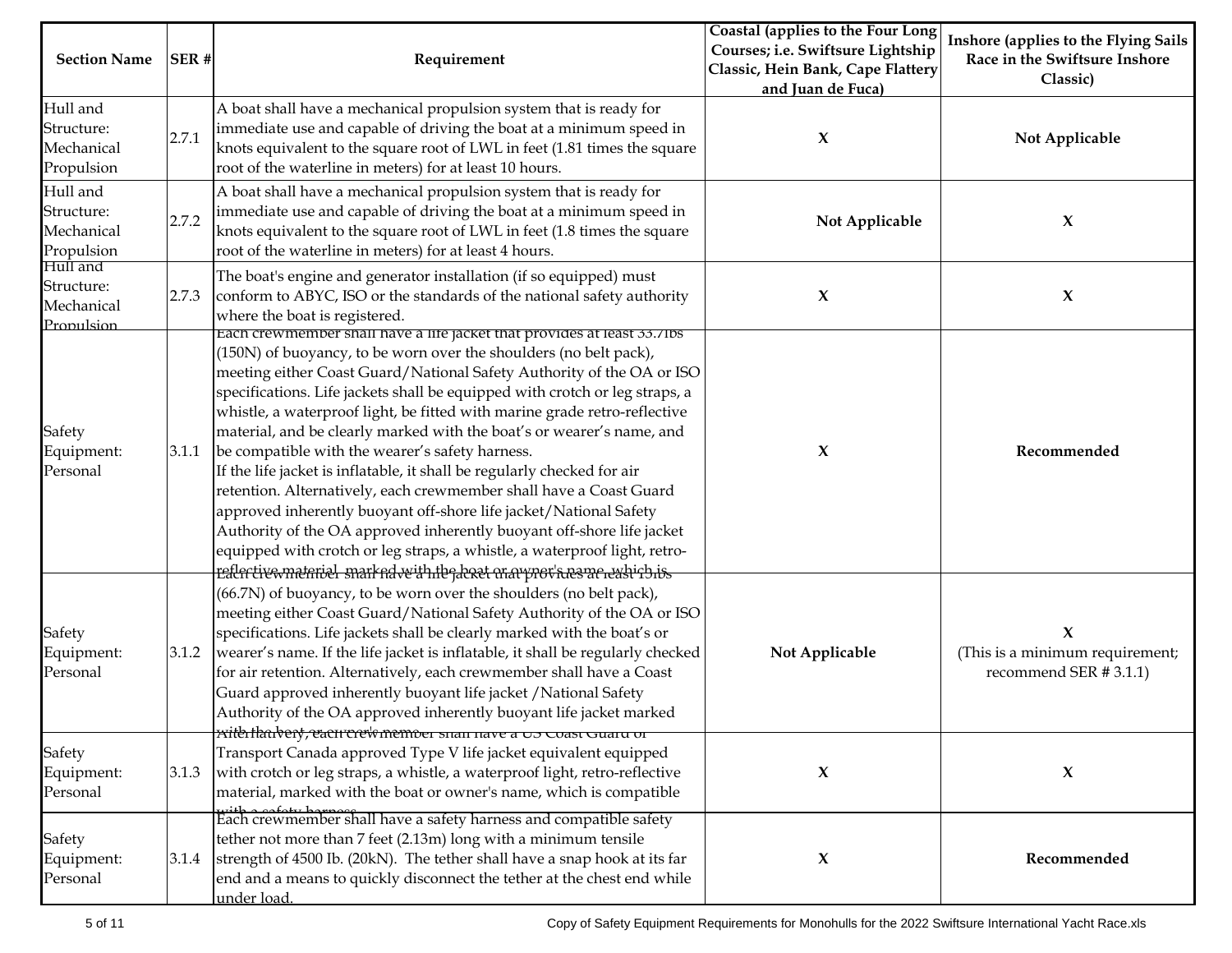| Section Name | SER # | Requirement | Coastal (applies to the Four Long Courses; i.e. Swiftsure Lightship Classic, Hein Bank, Cape Flattery and Juan de Fuca) | Inshore (applies to the Flying Sails Race in the Swiftsure Inshore Classic) |
|---|---|---|---|---|
| Hull and Structure: Mechanical Propulsion | 2.7.1 | A boat shall have a mechanical propulsion system that is ready for immediate use and capable of driving the boat at a minimum speed in knots equivalent to the square root of LWL in feet (1.81 times the square root of the waterline in meters) for at least 10 hours. | X | Not Applicable |
| Hull and Structure: Mechanical Propulsion | 2.7.2 | A boat shall have a mechanical propulsion system that is ready for immediate use and capable of driving the boat at a minimum speed in knots equivalent to the square root of LWL in feet (1.8 times the square root of the waterline in meters) for at least 4 hours. | Not Applicable | X |
| Hull and Structure: Mechanical Propulsion | 2.7.3 | The boat's engine and generator installation (if so equipped) must conform to ABYC, ISO or the standards of the national safety authority where the boat is registered. | X | X |
| Safety Equipment: Personal | 3.1.1 | Each crewmember shall have a life jacket that provides at least 33.7lbs (150N) of buoyancy, to be worn over the shoulders (no belt pack), meeting either Coast Guard/National Safety Authority of the OA or ISO specifications. Life jackets shall be equipped with crotch or leg straps, a whistle, a waterproof light, be fitted with marine grade retro-reflective material, and be clearly marked with the boat's or wearer's name, and be compatible with the wearer's safety harness.<br>If the life jacket is inflatable, it shall be regularly checked for air retention. Alternatively, each crewmember shall have a Coast Guard approved inherently buoyant off-shore life jacket/National Safety Authority of the OA approved inherently buoyant off-shore life jacket equipped with crotch or leg straps, a whistle, a waterproof light, retro-reflective material, marked with the boat or owner's name, which is | X | Recommended |
| Safety Equipment: Personal | 3.1.2 | Each crewmember shall have a life jacket that provides at least 15lbs (66.7N) of buoyancy, to be worn over the shoulders (no belt pack), meeting either Coast Guard/National Safety Authority of the OA or ISO specifications. Life jackets shall be clearly marked with the boat's or wearer's name. If the life jacket is inflatable, it shall be regularly checked for air retention. Alternatively, each crewmember shall have a Coast Guard approved inherently buoyant life jacket /National Safety Authority of the OA approved inherently buoyant life jacket marked with the boat or owner's name | Not Applicable | X<br>(This is a minimum requirement; recommend SER # 3.1.1) |
| Safety Equipment: Personal | 3.1.3 | Alternatively, each crewmember shall have a US Coast Guard or Transport Canada approved Type V life jacket equivalent equipped with crotch or leg straps, a whistle, a waterproof light, retro-reflective material, marked with the boat or owner's name, which is compatible with a safety harness. | X | X |
| Safety Equipment: Personal | 3.1.4 | Each crewmember shall have a safety harness and compatible safety tether not more than 7 feet (2.13m) long with a minimum tensile strength of 4500 Ib. (20kN). The tether shall have a snap hook at its far end and a means to quickly disconnect the tether at the chest end while under load. | X | Recommended |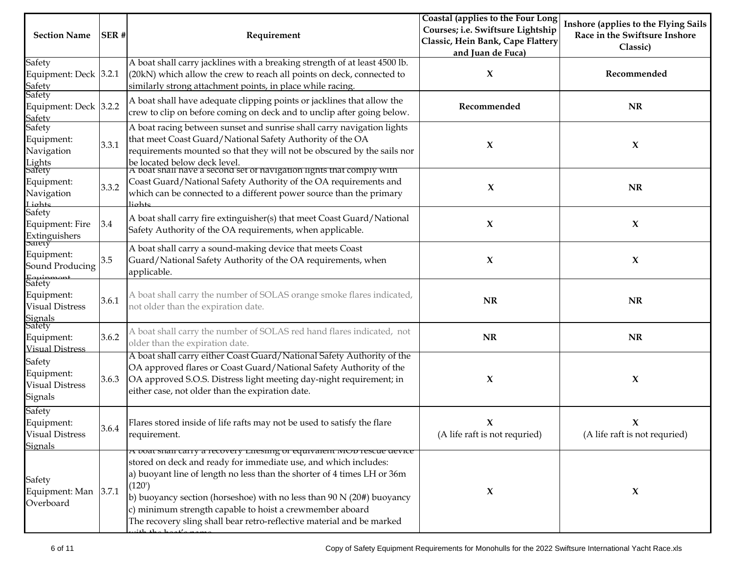| Section Name | SER # | Requirement | Coastal (applies to the Four Long Courses; i.e. Swiftsure Lightship Classic, Hein Bank, Cape Flattery and Juan de Fuca) | Inshore (applies to the Flying Sails Race in the Swiftsure Inshore Classic) |
|---|---|---|---|---|
| Safety Equipment: Deck Safety | 3.2.1 | A boat shall carry jacklines with a breaking strength of at least 4500 lb. (20kN) which allow the crew to reach all points on deck, connected to similarly strong attachment points, in place while racing. | X | Recommended |
| Safety Equipment: Deck Safety | 3.2.2 | A boat shall have adequate clipping points or jacklines that allow the crew to clip on before coming on deck and to unclip after going below. | Recommended | NR |
| Safety Equipment: Navigation Lights | 3.3.1 | A boat racing between sunset and sunrise shall carry navigation lights that meet Coast Guard/National Safety Authority of the OA requirements mounted so that they will not be obscured by the sails nor be located below deck level. | X | X |
| Safety Equipment: Navigation Lights | 3.3.2 | A boat shall have a second set of navigation lights that comply with Coast Guard/National Safety Authority of the OA requirements and which can be connected to a different power source than the primary lights. | X | NR |
| Safety Equipment: Fire Extinguishers | 3.4 | A boat shall carry fire extinguisher(s) that meet Coast Guard/National Safety Authority of the OA requirements, when applicable. | X | X |
| Safety Equipment: Sound Producing Equipment | 3.5 | A boat shall carry a sound-making device that meets Coast Guard/National Safety Authority of the OA requirements, when applicable. | X | X |
| Safety Equipment: Visual Distress Signals | 3.6.1 | A boat shall carry the number of SOLAS orange smoke flares indicated, not older than the expiration date. | NR | NR |
| Safety Equipment: Visual Distress Signals | 3.6.2 | A boat shall carry the number of SOLAS red hand flares indicated, not older than the expiration date. | NR | NR |
| Safety Equipment: Visual Distress Signals | 3.6.3 | A boat shall carry either Coast Guard/National Safety Authority of the OA approved flares or Coast Guard/National Safety Authority of the OA approved S.O.S. Distress light meeting day-night requirement; in either case, not older than the expiration date. | X | X |
| Safety Equipment: Visual Distress Signals | 3.6.4 | Flares stored inside of life rafts may not be used to satisfy the flare requirement. | X (A life raft is not requried) | X (A life raft is not requried) |
| Safety Equipment: Man Overboard | 3.7.1 | A boat shall carry a recovery Lifesling or equivalent MOB rescue device stored on deck and ready for immediate use, and which includes:<br>a) buoyant line of length no less than the shorter of 4 times LH or 36m (120')<br>b) buoyancy section (horseshoe) with no less than 90 N (20#) buoyancy<br>c) minimum strength capable to hoist a crewmember aboard<br>The recovery sling shall bear retro-reflective material and be marked with the boat's name | X | X |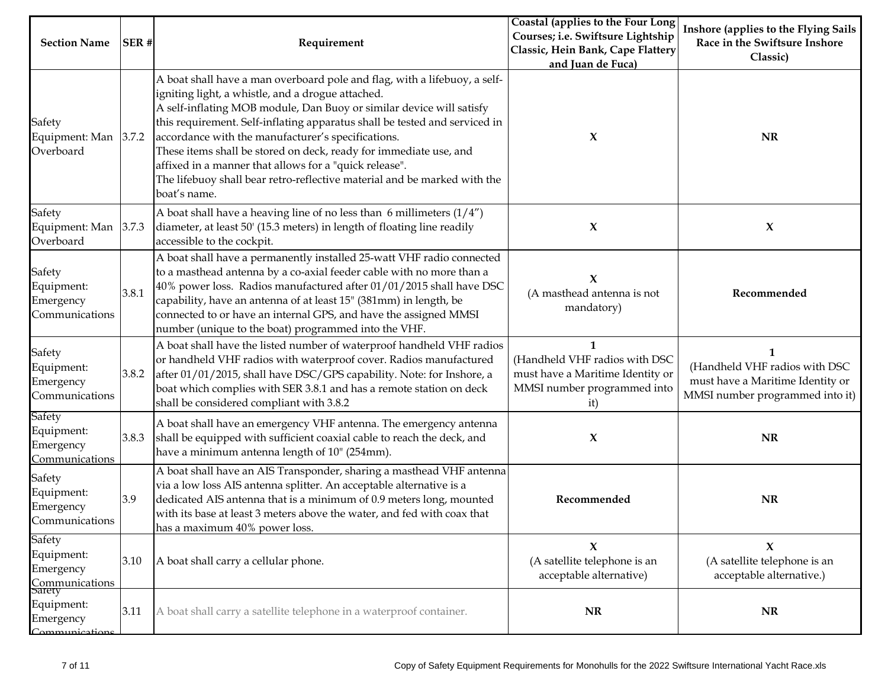| Section Name | SER # | Requirement | Coastal (applies to the Four Long Courses; i.e. Swiftsure Lightship Classic, Hein Bank, Cape Flattery and Juan de Fuca) | Inshore (applies to the Flying Sails Race in the Swiftsure Inshore Classic) |
|---|---|---|---|---|
| Safety Equipment: Man Overboard | 3.7.2 | A boat shall have a man overboard pole and flag, with a lifebuoy, a self-igniting light, a whistle, and a drogue attached.<br>A self-inflating MOB module, Dan Buoy or similar device will satisfy this requirement. Self-inflating apparatus shall be tested and serviced in accordance with the manufacturer's specifications.<br>These items shall be stored on deck, ready for immediate use, and affixed in a manner that allows for a "quick release".<br>The lifebuoy shall bear retro-reflective material and be marked with the boat's name. | **X** | **NR** |
| Safety Equipment: Man Overboard | 3.7.3 | A boat shall have a heaving line of no less than 6 millimeters (1/4") diameter, at least 50' (15.3 meters) in length of floating line readily accessible to the cockpit. | **X** | **X** |
| Safety Equipment: Emergency Communications | 3.8.1 | A boat shall have a permanently installed 25-watt VHF radio connected to a masthead antenna by a co-axial feeder cable with no more than a 40% power loss. Radios manufactured after 01/01/2015 shall have DSC capability, have an antenna of at least 15" (381mm) in length, be connected to or have an internal GPS, and have the assigned MMSI number (unique to the boat) programmed into the VHF. | **X**<br>(A masthead antenna is not mandatory) | **Recommended** |
| Safety Equipment: Emergency Communications | 3.8.2 | A boat shall have the listed number of waterproof handheld VHF radios or handheld VHF radios with waterproof cover. Radios manufactured after 01/01/2015, shall have DSC/GPS capability. Note: for Inshore, a boat which complies with SER 3.8.1 and has a remote station on deck shall be considered compliant with 3.8.2 | **1**<br>(Handheld VHF radios with DSC must have a Maritime Identity or MMSI number programmed into it) | **1**<br>(Handheld VHF radios with DSC must have a Maritime Identity or MMSI number programmed into it) |
| Safety Equipment: Emergency Communications | 3.8.3 | A boat shall have an emergency VHF antenna. The emergency antenna shall be equipped with sufficient coaxial cable to reach the deck, and have a minimum antenna length of 10" (254mm). | **X** | **NR** |
| Safety Equipment: Emergency Communications | 3.9 | A boat shall have an AIS Transponder, sharing a masthead VHF antenna via a low loss AIS antenna splitter. An acceptable alternative is a dedicated AIS antenna that is a minimum of 0.9 meters long, mounted with its base at least 3 meters above the water, and fed with coax that has a maximum 40% power loss. | **Recommended** | **NR** |
| Safety Equipment: Emergency Communications | 3.10 | A boat shall carry a cellular phone. | **X**<br>(A satellite telephone is an acceptable alternative) | **X**<br>(A satellite telephone is an acceptable alternative.) |
| Safety Equipment: Emergency Communications | 3.11 | A boat shall carry a satellite telephone in a waterproof container. | **NR** | **NR** |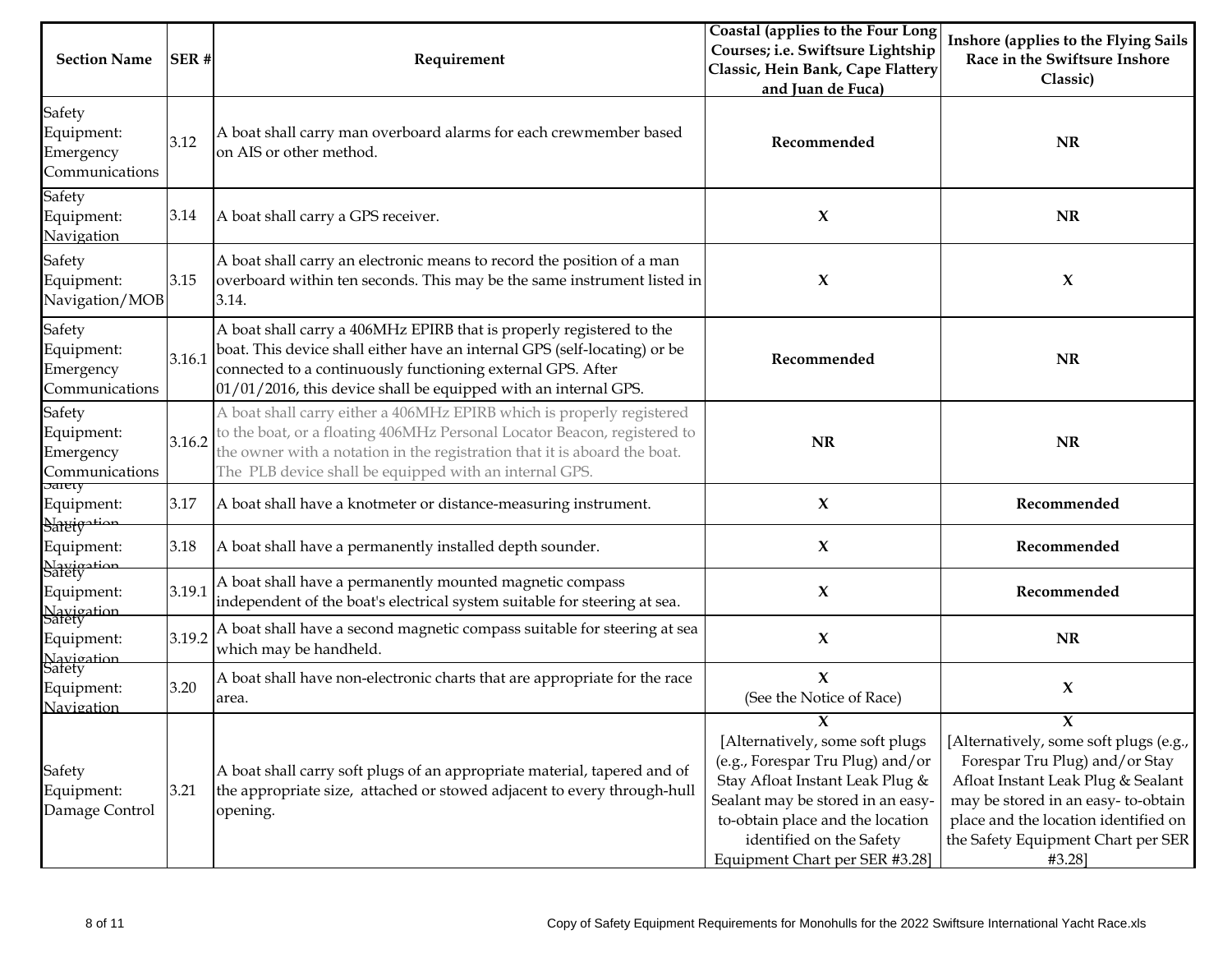| Section Name | SER # | Requirement | Coastal (applies to the Four Long Courses; i.e. Swiftsure Lightship Classic, Hein Bank, Cape Flattery and Juan de Fuca) | Inshore (applies to the Flying Sails Race in the Swiftsure Inshore Classic) |
|---|---|---|---|---|
| Safety Equipment: Emergency Communications | 3.12 | A boat shall carry man overboard alarms for each crewmember based on AIS or other method. | **Recommended** | **NR** |
| Safety Equipment: Navigation | 3.14 | A boat shall carry a GPS receiver. | **X** | **NR** |
| Safety Equipment: Navigation/MOB | 3.15 | A boat shall carry an electronic means to record the position of a man overboard within ten seconds. This may be the same instrument listed in 3.14. | **X** | **X** |
| Safety Equipment: Emergency Communications | 3.16.1 | A boat shall carry a 406MHz EPIRB that is properly registered to the boat. This device shall either have an internal GPS (self-locating) or be connected to a continuously functioning external GPS. After 01/01/2016, this device shall be equipped with an internal GPS. | **Recommended** | **NR** |
| Safety Equipment: Emergency Communications | 3.16.2 | A boat shall carry either a 406MHz EPIRB which is properly registered to the boat, or a floating 406MHz Personal Locator Beacon, registered to the owner with a notation in the registration that it is aboard the boat. The PLB device shall be equipped with an internal GPS. | **NR** | **NR** |
| Safety Equipment: Navigation | 3.17 | A boat shall have a knotmeter or distance-measuring instrument. | **X** | **Recommended** |
| Safety Equipment: Navigation | 3.18 | A boat shall have a permanently installed depth sounder. | **X** | **Recommended** |
| Safety Equipment: Navigation | 3.19.1 | A boat shall have a permanently mounted magnetic compass independent of the boat's electrical system suitable for steering at sea. | **X** | **Recommended** |
| Safety Equipment: Navigation | 3.19.2 | A boat shall have a second magnetic compass suitable for steering at sea which may be handheld. | **X** | **NR** |
| Safety Equipment: Navigation | 3.20 | A boat shall have non-electronic charts that are appropriate for the race area. | **X** (See the Notice of Race) | **X** |
| Safety Equipment: Damage Control | 3.21 | A boat shall carry soft plugs of an appropriate material, tapered and of the appropriate size, attached or stowed adjacent to every through-hull opening. | **X** [Alternatively, some soft plugs (e.g., Forespar Tru Plug) and/or Stay Afloat Instant Leak Plug & Sealant may be stored in an easy-to-obtain place and the location identified on the Safety Equipment Chart per SER #3.28] | **X** [Alternatively, some soft plugs (e.g., Forespar Tru Plug) and/or Stay Afloat Instant Leak Plug & Sealant may be stored in an easy- to-obtain place and the location identified on the Safety Equipment Chart per SER #3.28] |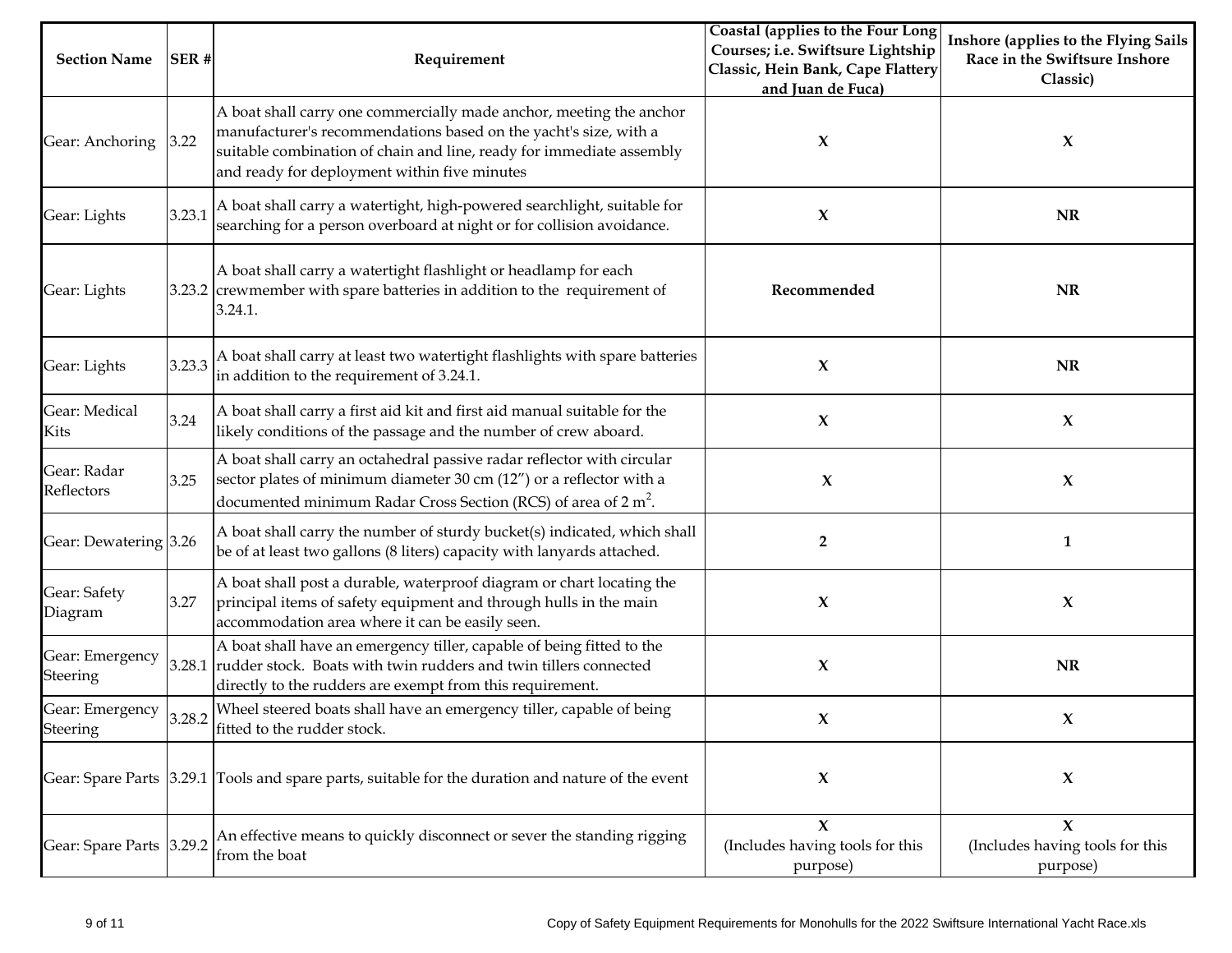| Section Name | SER # | Requirement | Coastal (applies to the Four Long Courses; i.e. Swiftsure Lightship Classic, Hein Bank, Cape Flattery and Juan de Fuca) | Inshore (applies to the Flying Sails Race in the Swiftsure Inshore Classic) |
|---|---|---|---|---|
| Gear: Anchoring | 3.22 | A boat shall carry one commercially made anchor, meeting the anchor manufacturer's recommendations based on the yacht's size, with a suitable combination of chain and line, ready for immediate assembly and ready for deployment within five minutes | X | X |
| Gear: Lights | 3.23.1 | A boat shall carry a watertight, high-powered searchlight, suitable for searching for a person overboard at night or for collision avoidance. | X | NR |
| Gear: Lights | 3.23.2 | A boat shall carry a watertight flashlight or headlamp for each crewmember with spare batteries in addition to the requirement of 3.24.1. | Recommended | NR |
| Gear: Lights | 3.23.3 | A boat shall carry at least two watertight flashlights with spare batteries in addition to the requirement of 3.24.1. | X | NR |
| Gear: Medical Kits | 3.24 | A boat shall carry a first aid kit and first aid manual suitable for the likely conditions of the passage and the number of crew aboard. | X | X |
| Gear: Radar Reflectors | 3.25 | A boat shall carry an octahedral passive radar reflector with circular sector plates of minimum diameter 30 cm (12") or a reflector with a documented minimum Radar Cross Section (RCS) of area of 2 $m^2$. | X | X |
| Gear: Dewatering | 3.26 | A boat shall carry the number of sturdy bucket(s) indicated, which shall be of at least two gallons (8 liters) capacity with lanyards attached. | 2 | 1 |
| Gear: Safety Diagram | 3.27 | A boat shall post a durable, waterproof diagram or chart locating the principal items of safety equipment and through hulls in the main accommodation area where it can be easily seen. | X | X |
| Gear: Emergency Steering | 3.28.1 | A boat shall have an emergency tiller, capable of being fitted to the rudder stock. Boats with twin rudders and twin tillers connected directly to the rudders are exempt from this requirement. | X | NR |
| Gear: Emergency Steering | 3.28.2 | Wheel steered boats shall have an emergency tiller, capable of being fitted to the rudder stock. | X | X |
| Gear: Spare Parts | 3.29.1 | Tools and spare parts, suitable for the duration and nature of the event | X | X |
| Gear: Spare Parts | 3.29.2 | An effective means to quickly disconnect or sever the standing rigging from the boat | X (Includes having tools for this purpose) | X (Includes having tools for this purpose) |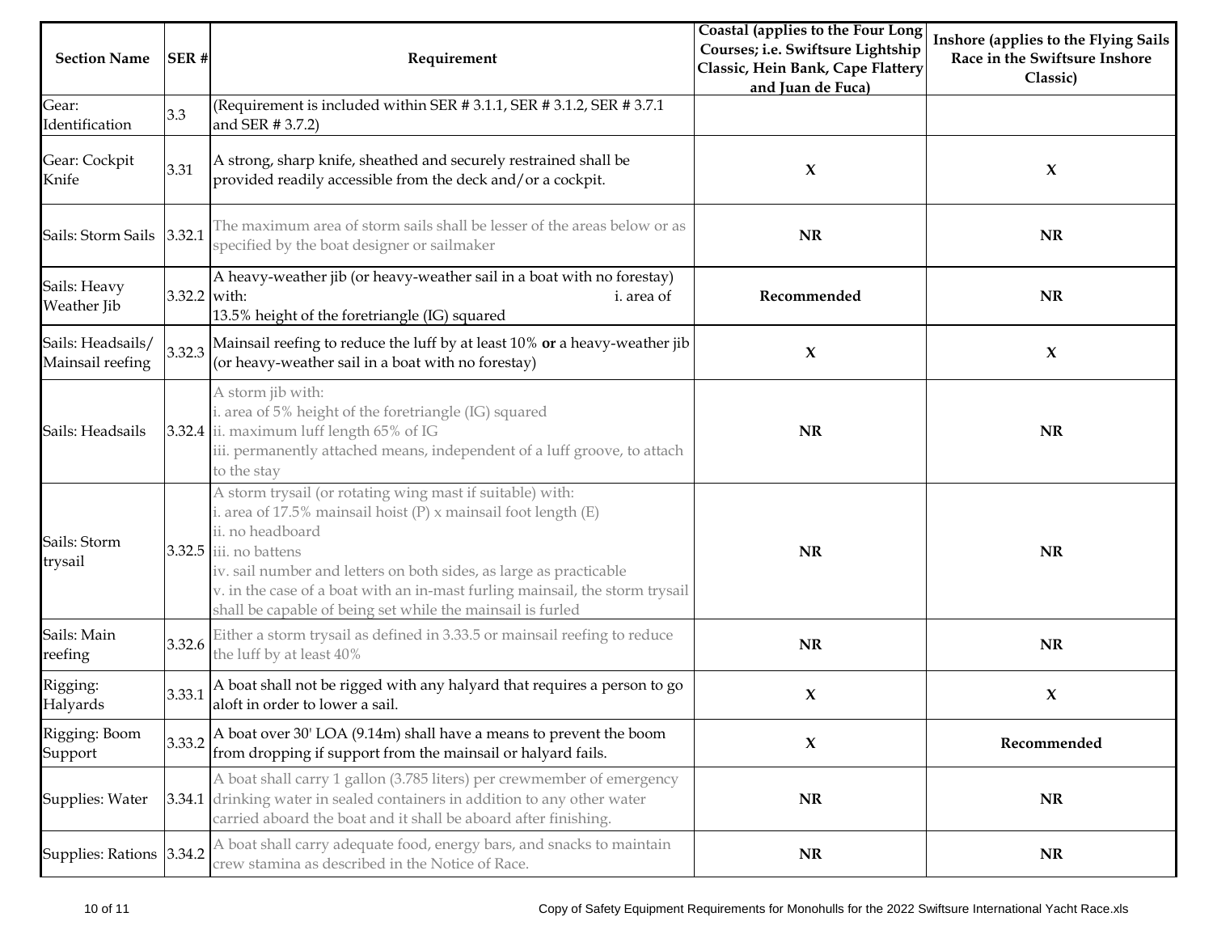| Section Name | SER # | Requirement | Coastal (applies to the Four Long Courses; i.e. Swiftsure Lightship Classic, Hein Bank, Cape Flattery and Juan de Fuca) | Inshore (applies to the Flying Sails Race in the Swiftsure Inshore Classic) |
|---|---|---|---|---|
| Gear: Identification | 3.3 | (Requirement is included within SER # 3.1.1, SER # 3.1.2, SER # 3.7.1 and SER # 3.7.2) | | |
| Gear: Cockpit Knife | 3.31 | A strong, sharp knife, sheathed and securely restrained shall be provided readily accessible from the deck and/or a cockpit. | X | X |
| Sails: Storm Sails | 3.32.1 | The maximum area of storm sails shall be lesser of the areas below or as specified by the boat designer or sailmaker | NR | NR |
| Sails: Heavy Weather Jib | 3.32.2 | A heavy-weather jib (or heavy-weather sail in a boat with no forestay) with: i. area of 13.5% height of the foretriangle (IG) squared | Recommended | NR |
| Sails: Headsails/ Mainsail reefing | 3.32.3 | Mainsail reefing to reduce the luff by at least 10% **or** a heavy-weather jib (or heavy-weather sail in a boat with no forestay) | X | X |
| Sails: Headsails | 3.32.4 | A storm jib with:<br>i. area of 5% height of the foretriangle (IG) squared<br>ii. maximum luff length 65% of IG<br>iii. permanently attached means, independent of a luff groove, to attach to the stay | NR | NR |
| Sails: Storm trysail | 3.32.5 | A storm trysail (or rotating wing mast if suitable) with:<br>i. area of 17.5% mainsail hoist (P) x mainsail foot length (E)<br>ii. no headboard<br>iii. no battens<br>iv. sail number and letters on both sides, as large as practicable<br>v. in the case of a boat with an in-mast furling mainsail, the storm trysail shall be capable of being set while the mainsail is furled | NR | NR |
| Sails: Main reefing | 3.32.6 | Either a storm trysail as defined in 3.33.5 or mainsail reefing to reduce the luff by at least 40% | NR | NR |
| Rigging: Halyards | 3.33.1 | A boat shall not be rigged with any halyard that requires a person to go aloft in order to lower a sail. | X | X |
| Rigging: Boom Support | 3.33.2 | A boat over 30' LOA (9.14m) shall have a means to prevent the boom from dropping if support from the mainsail or halyard fails. | X | Recommended |
| Supplies: Water | 3.34.1 | A boat shall carry 1 gallon (3.785 liters) per crewmember of emergency drinking water in sealed containers in addition to any other water carried aboard the boat and it shall be aboard after finishing. | NR | NR |
| Supplies: Rations | 3.34.2 | A boat shall carry adequate food, energy bars, and snacks to maintain crew stamina as described in the Notice of Race. | NR | NR |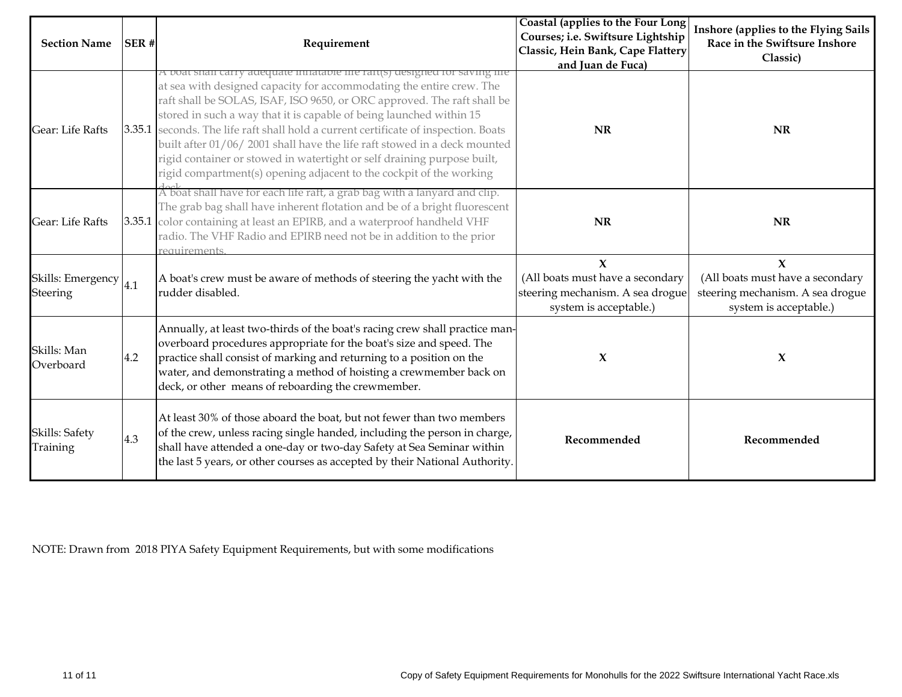| Section Name | SER # | Requirement | Coastal (applies to the Four Long Courses; i.e. Swiftsure Lightship Classic, Hein Bank, Cape Flattery and Juan de Fuca) | Inshore (applies to the Flying Sails Race in the Swiftsure Inshore Classic) |
|---|---|---|---|---|
| Gear: Life Rafts | 3.35.1 | A boat shall carry adequate inflatable life raft(s) designed for saving life at sea with designed capacity for accommodating the entire crew. The raft shall be SOLAS, ISAF, ISO 9650, or ORC approved. The raft shall be stored in such a way that it is capable of being launched within 15 seconds. The life raft shall hold a current certificate of inspection. Boats built after 01/06/ 2001 shall have the life raft stowed in a deck mounted rigid container or stowed in watertight or self draining purpose built, rigid compartment(s) opening adjacent to the cockpit of the working deck. | NR | NR |
| Gear: Life Rafts | 3.35.1 | A boat shall have for each life raft, a grab bag with a lanyard and clip. The grab bag shall have inherent flotation and be of a bright fluorescent color containing at least an EPIRB, and a waterproof handheld VHF radio. The VHF Radio and EPIRB need not be in addition to the prior requirements. | NR | NR |
| Skills: Emergency Steering | 4.1 | A boat's crew must be aware of methods of steering the yacht with the rudder disabled. | X (All boats must have a secondary steering mechanism. A sea drogue system is acceptable.) | X (All boats must have a secondary steering mechanism. A sea drogue system is acceptable.) |
| Skills: Man Overboard | 4.2 | Annually, at least two-thirds of the boat's racing crew shall practice man-overboard procedures appropriate for the boat's size and speed. The practice shall consist of marking and returning to a position on the water, and demonstrating a method of hoisting a crewmember back on deck, or other means of reboarding the crewmember. | X | X |
| Skills: Safety Training | 4.3 | At least 30% of those aboard the boat, but not fewer than two members of the crew, unless racing single handed, including the person in charge, shall have attended a one-day or two-day Safety at Sea Seminar within the last 5 years, or other courses as accepted by their National Authority. | Recommended | Recommended |

NOTE: Drawn from 2018 PIYA Safety Equipment Requirements, but with some modifications